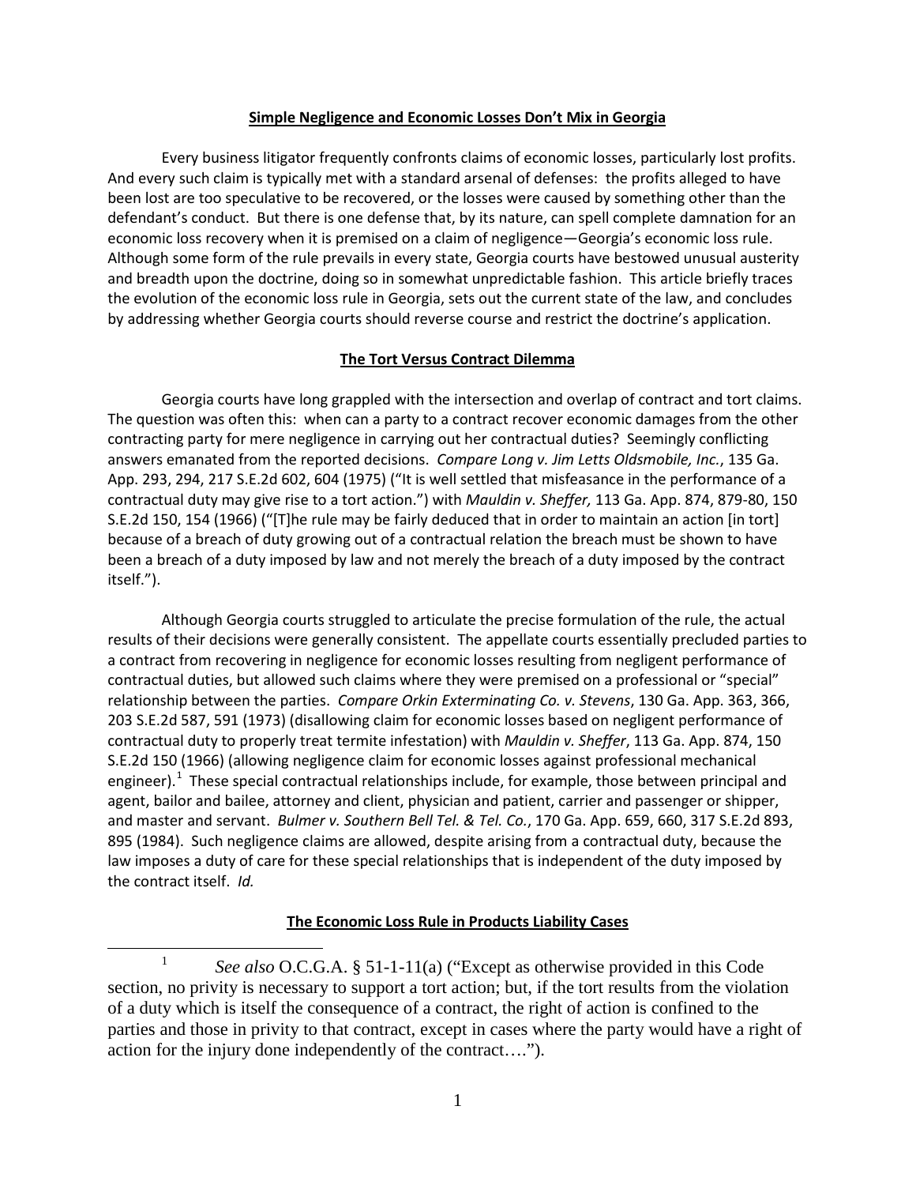**Simple Negligence and Economic Losses Don't Mix in Georgia**

Every business litigator frequently confronts claims of economic losses, particularly lost profits. And every such claim is typically met with a standard arsenal of defenses: the profits alleged to have been lost are too speculative to be recovered, or the losses were caused by something other than the defendant's conduct. But there is one defense that, by its nature, can spell complete damnation for an economic loss recovery when it is premised on a claim of negligence—Georgia's economic loss rule. Although some form of the rule prevails in every state, Georgia courts have bestowed unusual austerity and breadth upon the doctrine, doing so in somewhat unpredictable fashion. This article briefly traces the evolution of the economic loss rule in Georgia, sets out the current state of the law, and concludes by addressing whether Georgia courts should reverse course and restrict the doctrine's application.

**The Tort Versus Contract Dilemma**

Georgia courts have long grappled with the intersection and overlap of contract and tort claims. The question was often this: when can a party to a contract recover economic damages from the other contracting party for mere negligence in carrying out her contractual duties? Seemingly conflicting answers emanated from the reported decisions. *Compare Long v. Jim Letts Oldsmobile, Inc.*, 135 Ga. App. 293, 294, 217 S.E.2d 602, 604 (1975) ("It is well settled that misfeasance in the performance of a contractual duty may give rise to a tort action.") with *Mauldin v. Sheffer,* 113 Ga. App. 874, 879-80, 150 S.E.2d 150, 154 (1966) ("[T]he rule may be fairly deduced that in order to maintain an action [in tort] because of a breach of duty growing out of a contractual relation the breach must be shown to have been a breach of a duty imposed by law and not merely the breach of a duty imposed by the contract itself.").

Although Georgia courts struggled to articulate the precise formulation of the rule, the actual results of their decisions were generally consistent. The appellate courts essentially precluded parties to a contract from recovering in negligence for economic losses resulting from negligent performance of contractual duties, but allowed such claims where they were premised on a professional or "special" relationship between the parties. *Compare Orkin Exterminating Co. v. Stevens*, 130 Ga. App. 363, 366, 203 S.E.2d 587, 591 (1973) (disallowing claim for economic losses based on negligent performance of contractual duty to properly treat termite infestation) with *Mauldin v. Sheffer*, 113 Ga. App. 874, 150 S.E.2d 150 (1966) (allowing negligence claim for economic losses against professional mechanical engineer).[1] These special contractual relationships include, for example, those between principal and agent, bailor and bailee, attorney and client, physician and patient, carrier and passenger or shipper, and master and servant. *Bulmer v. Southern Bell Tel. & Tel. Co.*, 170 Ga. App. 659, 660, 317 S.E.2d 893, 895 (1984). Such negligence claims are allowed, despite arising from a contractual duty, because the law imposes a duty of care for these special relationships that is independent of the duty imposed by the contract itself. *Id.*

**The Economic Loss Rule in Products Liability Cases**

[1] *See also* O.C.G.A. § 51-1-11(a) ("Except as otherwise provided in this Code section, no privity is necessary to support a tort action; but, if the tort results from the violation of a duty which is itself the consequence of a contract, the right of action is confined to the parties and those in privity to that contract, except in cases where the party would have a right of action for the injury done independently of the contract….").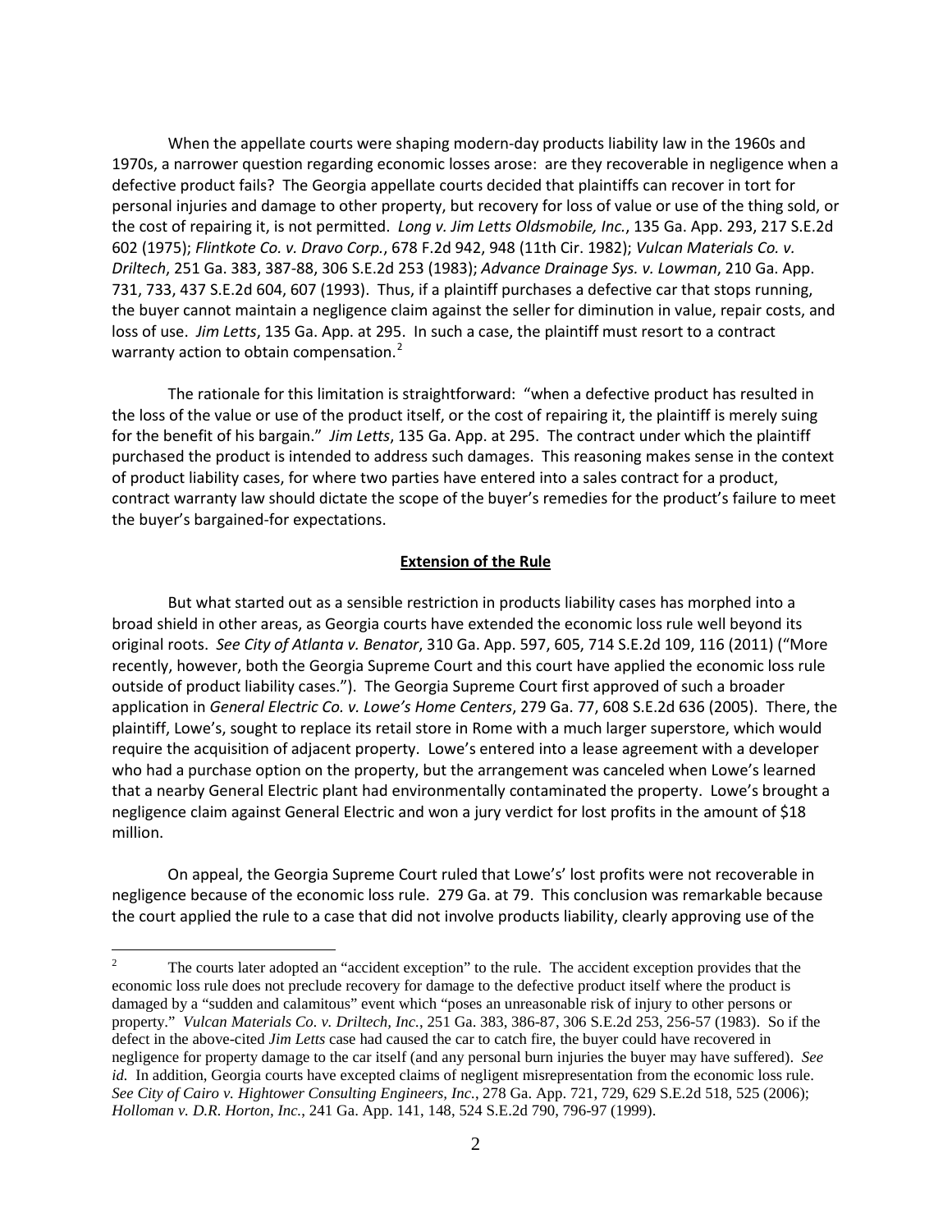When the appellate courts were shaping modern-day products liability law in the 1960s and 1970s, a narrower question regarding economic losses arose: are they recoverable in negligence when a defective product fails? The Georgia appellate courts decided that plaintiffs can recover in tort for personal injuries and damage to other property, but recovery for loss of value or use of the thing sold, or the cost of repairing it, is not permitted. *Long v. Jim Letts Oldsmobile, Inc.*, 135 Ga. App. 293, 217 S.E.2d 602 (1975); *Flintkote Co. v. Dravo Corp.*, 678 F.2d 942, 948 (11th Cir. 1982); *Vulcan Materials Co. v. Driltech*, 251 Ga. 383, 387-88, 306 S.E.2d 253 (1983); *Advance Drainage Sys. v. Lowman*, 210 Ga. App. 731, 733, 437 S.E.2d 604, 607 (1993). Thus, if a plaintiff purchases a defective car that stops running, the buyer cannot maintain a negligence claim against the seller for diminution in value, repair costs, and loss of use. *Jim Letts*, 135 Ga. App. at 295. In such a case, the plaintiff must resort to a contract warranty action to obtain compensation.[2]

The rationale for this limitation is straightforward: "when a defective product has resulted in the loss of the value or use of the product itself, or the cost of repairing it, the plaintiff is merely suing for the benefit of his bargain." *Jim Letts*, 135 Ga. App. at 295. The contract under which the plaintiff purchased the product is intended to address such damages. This reasoning makes sense in the context of product liability cases, for where two parties have entered into a sales contract for a product, contract warranty law should dictate the scope of the buyer's remedies for the product's failure to meet the buyer's bargained-for expectations.

**Extension of the Rule**

But what started out as a sensible restriction in products liability cases has morphed into a broad shield in other areas, as Georgia courts have extended the economic loss rule well beyond its original roots. *See City of Atlanta v. Benator*, 310 Ga. App. 597, 605, 714 S.E.2d 109, 116 (2011) ("More recently, however, both the Georgia Supreme Court and this court have applied the economic loss rule outside of product liability cases."). The Georgia Supreme Court first approved of such a broader application in *General Electric Co. v. Lowe's Home Centers*, 279 Ga. 77, 608 S.E.2d 636 (2005). There, the plaintiff, Lowe's, sought to replace its retail store in Rome with a much larger superstore, which would require the acquisition of adjacent property. Lowe's entered into a lease agreement with a developer who had a purchase option on the property, but the arrangement was canceled when Lowe's learned that a nearby General Electric plant had environmentally contaminated the property. Lowe's brought a negligence claim against General Electric and won a jury verdict for lost profits in the amount of $18 million.

On appeal, the Georgia Supreme Court ruled that Lowe's' lost profits were not recoverable in negligence because of the economic loss rule. 279 Ga. at 79. This conclusion was remarkable because the court applied the rule to a case that did not involve products liability, clearly approving use of the

[2] The courts later adopted an "accident exception" to the rule. The accident exception provides that the economic loss rule does not preclude recovery for damage to the defective product itself where the product is damaged by a "sudden and calamitous" event which "poses an unreasonable risk of injury to other persons or property." *Vulcan Materials Co. v. Driltech, Inc.*, 251 Ga. 383, 386-87, 306 S.E.2d 253, 256-57 (1983). So if the defect in the above-cited *Jim Letts* case had caused the car to catch fire, the buyer could have recovered in negligence for property damage to the car itself (and any personal burn injuries the buyer may have suffered). *See id.* In addition, Georgia courts have excepted claims of negligent misrepresentation from the economic loss rule. *See City of Cairo v. Hightower Consulting Engineers, Inc.*, 278 Ga. App. 721, 729, 629 S.E.2d 518, 525 (2006); *Holloman v. D.R. Horton, Inc.*, 241 Ga. App. 141, 148, 524 S.E.2d 790, 796-97 (1999).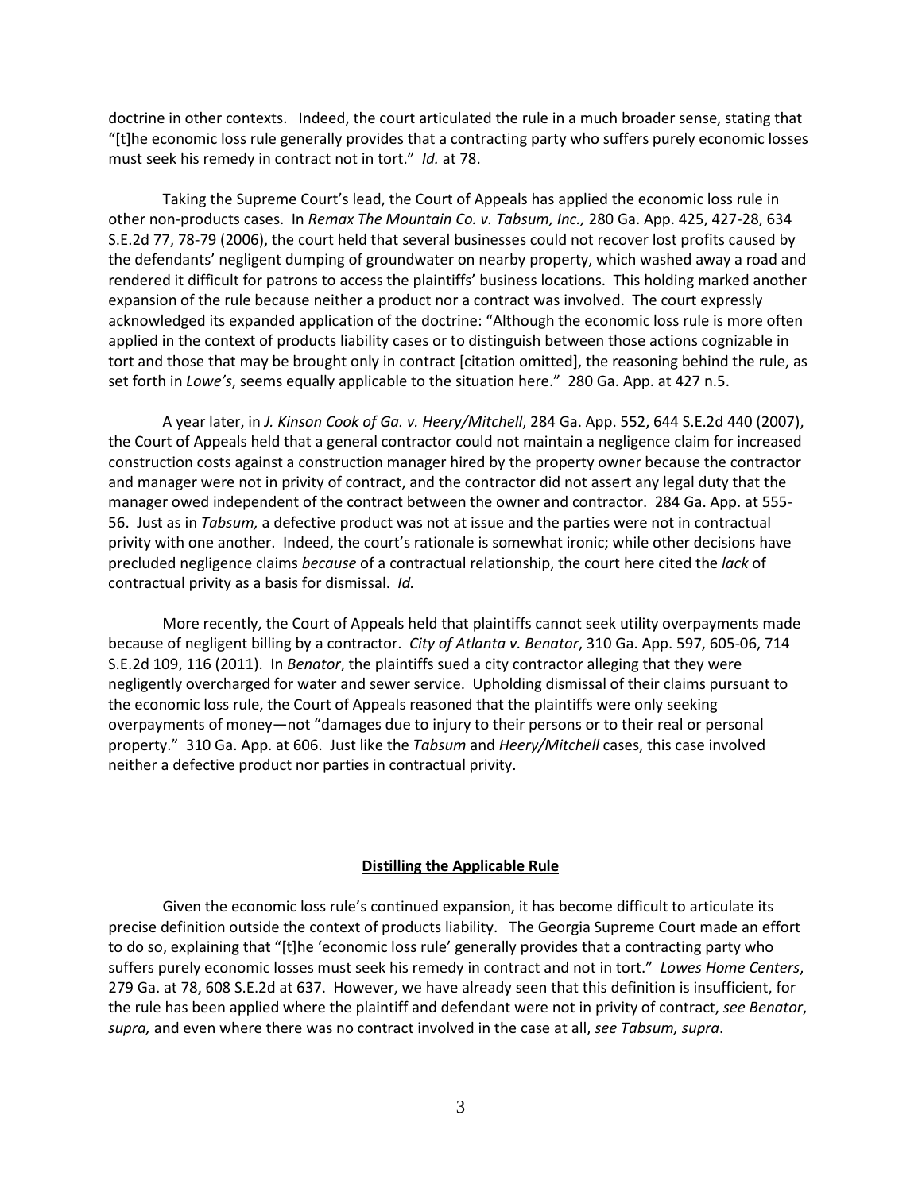doctrine in other contexts. Indeed, the court articulated the rule in a much broader sense, stating that "[t]he economic loss rule generally provides that a contracting party who suffers purely economic losses must seek his remedy in contract not in tort." *Id.* at 78.

Taking the Supreme Court's lead, the Court of Appeals has applied the economic loss rule in other non-products cases. In *Remax The Mountain Co. v. Tabsum, Inc.,* 280 Ga. App. 425, 427-28, 634 S.E.2d 77, 78-79 (2006), the court held that several businesses could not recover lost profits caused by the defendants' negligent dumping of groundwater on nearby property, which washed away a road and rendered it difficult for patrons to access the plaintiffs' business locations. This holding marked another expansion of the rule because neither a product nor a contract was involved. The court expressly acknowledged its expanded application of the doctrine: "Although the economic loss rule is more often applied in the context of products liability cases or to distinguish between those actions cognizable in tort and those that may be brought only in contract [citation omitted], the reasoning behind the rule, as set forth in *Lowe's*, seems equally applicable to the situation here." 280 Ga. App. at 427 n.5.

A year later, in *J. Kinson Cook of Ga. v. Heery/Mitchell*, 284 Ga. App. 552, 644 S.E.2d 440 (2007), the Court of Appeals held that a general contractor could not maintain a negligence claim for increased construction costs against a construction manager hired by the property owner because the contractor and manager were not in privity of contract, and the contractor did not assert any legal duty that the manager owed independent of the contract between the owner and contractor. 284 Ga. App. at 555-56. Just as in *Tabsum,* a defective product was not at issue and the parties were not in contractual privity with one another. Indeed, the court's rationale is somewhat ironic; while other decisions have precluded negligence claims *because* of a contractual relationship, the court here cited the *lack* of contractual privity as a basis for dismissal. *Id.*

More recently, the Court of Appeals held that plaintiffs cannot seek utility overpayments made because of negligent billing by a contractor. *City of Atlanta v. Benator*, 310 Ga. App. 597, 605-06, 714 S.E.2d 109, 116 (2011). In *Benator*, the plaintiffs sued a city contractor alleging that they were negligently overcharged for water and sewer service. Upholding dismissal of their claims pursuant to the economic loss rule, the Court of Appeals reasoned that the plaintiffs were only seeking overpayments of money—not "damages due to injury to their persons or to their real or personal property." 310 Ga. App. at 606. Just like the *Tabsum* and *Heery/Mitchell* cases, this case involved neither a defective product nor parties in contractual privity.

## **Distilling the Applicable Rule**

Given the economic loss rule's continued expansion, it has become difficult to articulate its precise definition outside the context of products liability. The Georgia Supreme Court made an effort to do so, explaining that "[t]he 'economic loss rule' generally provides that a contracting party who suffers purely economic losses must seek his remedy in contract and not in tort." *Lowes Home Centers*, 279 Ga. at 78, 608 S.E.2d at 637. However, we have already seen that this definition is insufficient, for the rule has been applied where the plaintiff and defendant were not in privity of contract, *see Benator*, *supra,* and even where there was no contract involved in the case at all, *see Tabsum, supra*.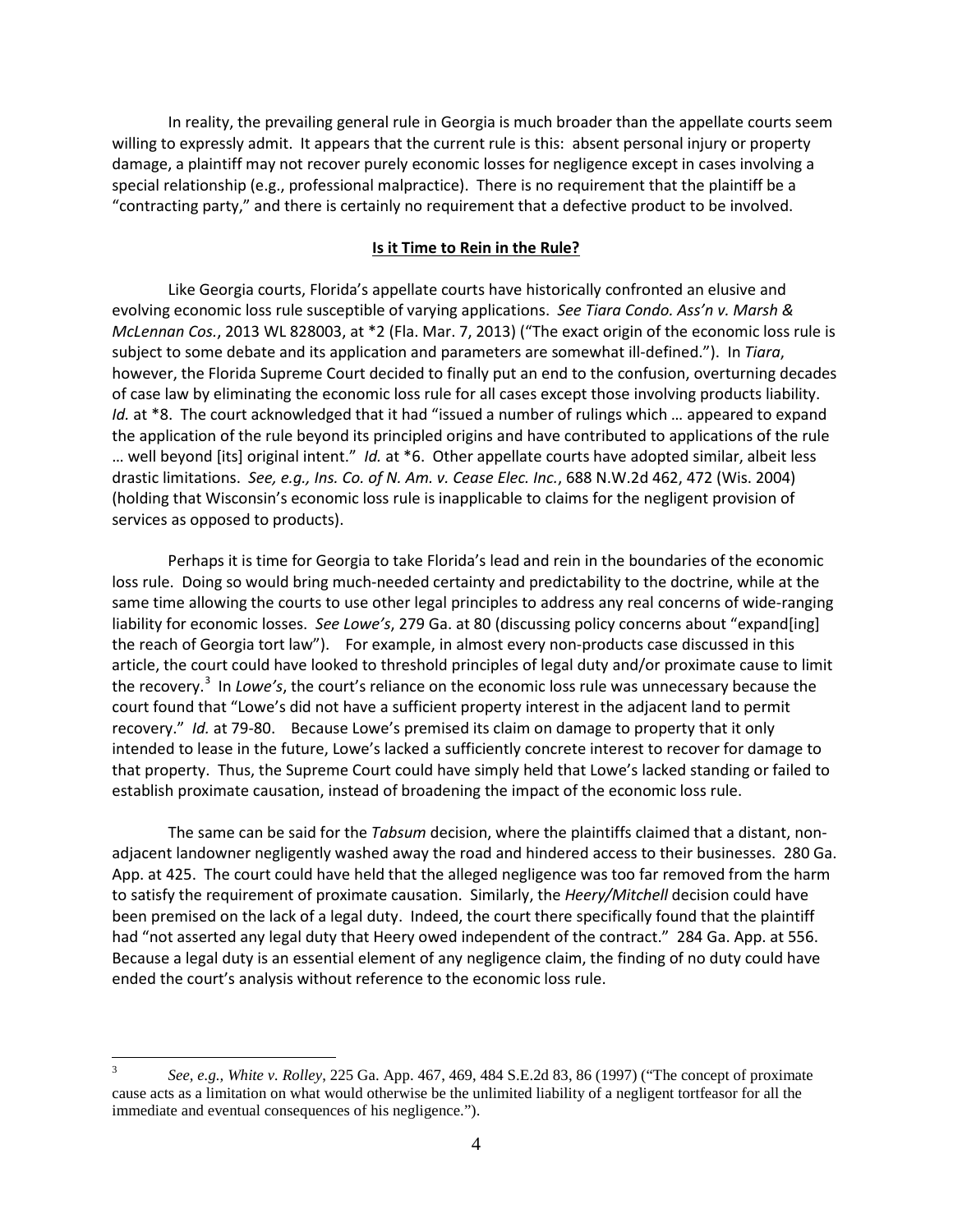In reality, the prevailing general rule in Georgia is much broader than the appellate courts seem willing to expressly admit. It appears that the current rule is this: absent personal injury or property damage, a plaintiff may not recover purely economic losses for negligence except in cases involving a special relationship (e.g., professional malpractice). There is no requirement that the plaintiff be a "contracting party," and there is certainly no requirement that a defective product to be involved.

## **Is it Time to Rein in the Rule?**

Like Georgia courts, Florida's appellate courts have historically confronted an elusive and evolving economic loss rule susceptible of varying applications. *See Tiara Condo. Ass'n v. Marsh & McLennan Cos.*, 2013 WL 828003, at *2 (Fla. Mar. 7, 2013) ("The exact origin of the economic loss rule is subject to some debate and its application and parameters are somewhat ill-defined."). In *Tiara*, however, the Florida Supreme Court decided to finally put an end to the confusion, overturning decades of case law by eliminating the economic loss rule for all cases except those involving products liability. *Id.* at *8. The court acknowledged that it had "issued a number of rulings which … appeared to expand the application of the rule beyond its principled origins and have contributed to applications of the rule … well beyond [its] original intent." *Id.* at *6. Other appellate courts have adopted similar, albeit less drastic limitations. *See, e.g., Ins. Co. of N. Am. v. Cease Elec. Inc.*, 688 N.W.2d 462, 472 (Wis. 2004) (holding that Wisconsin's economic loss rule is inapplicable to claims for the negligent provision of services as opposed to products).

Perhaps it is time for Georgia to take Florida's lead and rein in the boundaries of the economic loss rule. Doing so would bring much-needed certainty and predictability to the doctrine, while at the same time allowing the courts to use other legal principles to address any real concerns of wide-ranging liability for economic losses. *See Lowe's*, 279 Ga. at 80 (discussing policy concerns about "expand[ing] the reach of Georgia tort law"). For example, in almost every non-products case discussed in this article, the court could have looked to threshold principles of legal duty and/or proximate cause to limit the recovery.[3] In *Lowe's*, the court's reliance on the economic loss rule was unnecessary because the court found that "Lowe's did not have a sufficient property interest in the adjacent land to permit recovery." *Id.* at 79-80. Because Lowe's premised its claim on damage to property that it only intended to lease in the future, Lowe's lacked a sufficiently concrete interest to recover for damage to that property. Thus, the Supreme Court could have simply held that Lowe's lacked standing or failed to establish proximate causation, instead of broadening the impact of the economic loss rule.

The same can be said for the *Tabsum* decision, where the plaintiffs claimed that a distant, non-adjacent landowner negligently washed away the road and hindered access to their businesses. 280 Ga. App. at 425. The court could have held that the alleged negligence was too far removed from the harm to satisfy the requirement of proximate causation. Similarly, the *Heery/Mitchell* decision could have been premised on the lack of a legal duty. Indeed, the court there specifically found that the plaintiff had "not asserted any legal duty that Heery owed independent of the contract." 284 Ga. App. at 556. Because a legal duty is an essential element of any negligence claim, the finding of no duty could have ended the court's analysis without reference to the economic loss rule.

---

[3] *See, e.g., White v. Rolley*, 225 Ga. App. 467, 469, 484 S.E.2d 83, 86 (1997) ("The concept of proximate cause acts as a limitation on what would otherwise be the unlimited liability of a negligent tortfeasor for all the immediate and eventual consequences of his negligence.").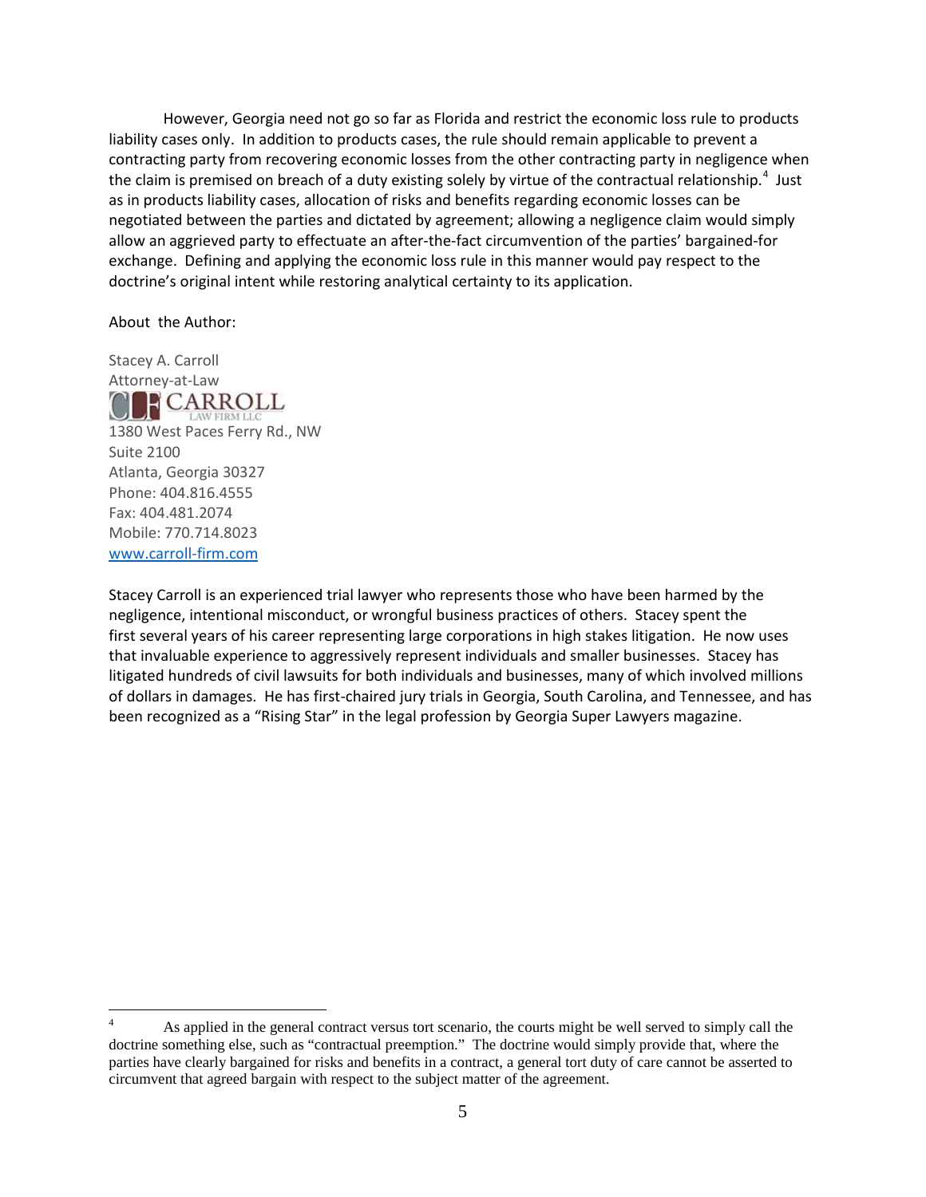However, Georgia need not go so far as Florida and restrict the economic loss rule to products liability cases only. In addition to products cases, the rule should remain applicable to prevent a contracting party from recovering economic losses from the other contracting party in negligence when the claim is premised on breach of a duty existing solely by virtue of the contractual relationship.[4] Just as in products liability cases, allocation of risks and benefits regarding economic losses can be negotiated between the parties and dictated by agreement; allowing a negligence claim would simply allow an aggrieved party to effectuate an after-the-fact circumvention of the parties' bargained-for exchange. Defining and applying the economic loss rule in this manner would pay respect to the doctrine's original intent while restoring analytical certainty to its application.

About the Author:

Stacey A. Carroll
Attorney-at-Law
CARROLL LAW FIRM LLC
1380 West Paces Ferry Rd., NW
Suite 2100
Atlanta, Georgia 30327
Phone: 404.816.4555
Fax: 404.481.2074
Mobile: 770.714.8023
www.carroll-firm.com

Stacey Carroll is an experienced trial lawyer who represents those who have been harmed by the negligence, intentional misconduct, or wrongful business practices of others. Stacey spent the first several years of his career representing large corporations in high stakes litigation. He now uses that invaluable experience to aggressively represent individuals and smaller businesses. Stacey has litigated hundreds of civil lawsuits for both individuals and businesses, many of which involved millions of dollars in damages. He has first-chaired jury trials in Georgia, South Carolina, and Tennessee, and has been recognized as a "Rising Star" in the legal profession by Georgia Super Lawyers magazine.

---

[4] As applied in the general contract versus tort scenario, the courts might be well served to simply call the doctrine something else, such as "contractual preemption." The doctrine would simply provide that, where the parties have clearly bargained for risks and benefits in a contract, a general tort duty of care cannot be asserted to circumvent that agreed bargain with respect to the subject matter of the agreement.